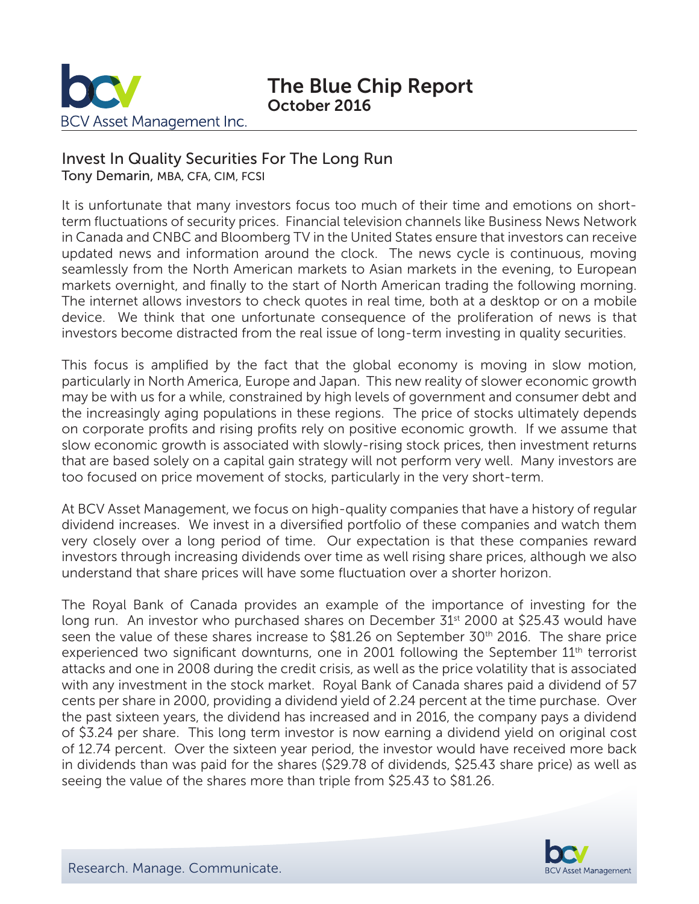# The Blue Chip Report
**October 2016**

BCV Asset Management Inc.

## Invest In Quality Securities For The Long Run

Tony Demarin, MBA, CFA, CIM, FCSI

It is unfortunate that many investors focus too much of their time and emotions on short-term fluctuations of security prices. Financial television channels like Business News Network in Canada and CNBC and Bloomberg TV in the United States ensure that investors can receive updated news and information around the clock. The news cycle is continuous, moving seamlessly from the North American markets to Asian markets in the evening, to European markets overnight, and finally to the start of North American trading the following morning. The internet allows investors to check quotes in real time, both at a desktop or on a mobile device. We think that one unfortunate consequence of the proliferation of news is that investors become distracted from the real issue of long-term investing in quality securities.

This focus is amplified by the fact that the global economy is moving in slow motion, particularly in North America, Europe and Japan. This new reality of slower economic growth may be with us for a while, constrained by high levels of government and consumer debt and the increasingly aging populations in these regions. The price of stocks ultimately depends on corporate profits and rising profits rely on positive economic growth. If we assume that slow economic growth is associated with slowly-rising stock prices, then investment returns that are based solely on a capital gain strategy will not perform very well. Many investors are too focused on price movement of stocks, particularly in the very short-term.

At BCV Asset Management, we focus on high-quality companies that have a history of regular dividend increases. We invest in a diversified portfolio of these companies and watch them very closely over a long period of time. Our expectation is that these companies reward investors through increasing dividends over time as well rising share prices, although we also understand that share prices will have some fluctuation over a shorter horizon.

The Royal Bank of Canada provides an example of the importance of investing for the long run. An investor who purchased shares on December 31st 2000 at $25.43 would have seen the value of these shares increase to $81.26 on September 30th 2016. The share price experienced two significant downturns, one in 2001 following the September 11th terrorist attacks and one in 2008 during the credit crisis, as well as the price volatility that is associated with any investment in the stock market. Royal Bank of Canada shares paid a dividend of 57 cents per share in 2000, providing a dividend yield of 2.24 percent at the time purchase. Over the past sixteen years, the dividend has increased and in 2016, the company pays a dividend of $3.24 per share. This long term investor is now earning a dividend yield on original cost of 12.74 percent. Over the sixteen year period, the investor would have received more back in dividends than was paid for the shares ($29.78 of dividends, $25.43 share price) as well as seeing the value of the shares more than triple from $25.43 to $81.26.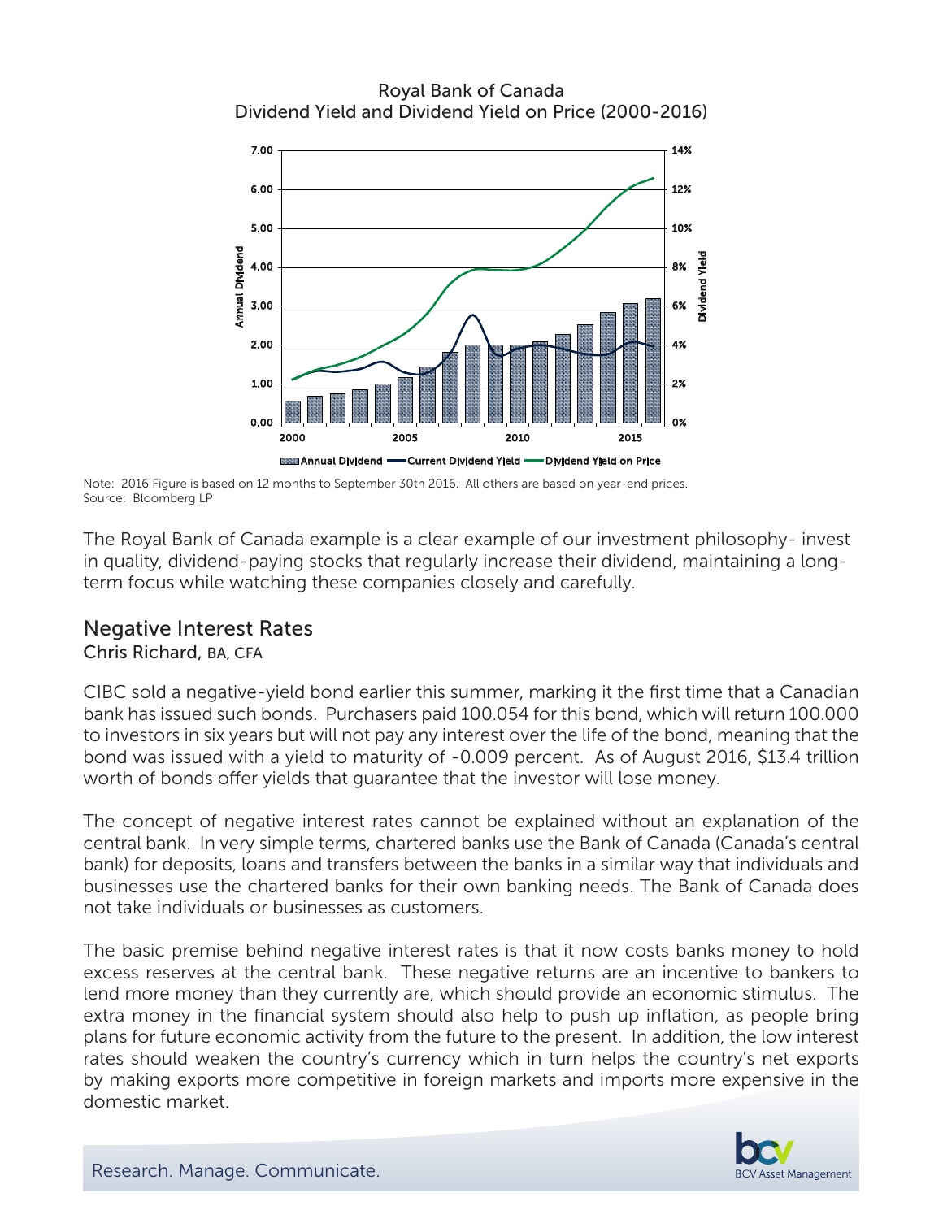Royal Bank of Canada
Dividend Yield and Dividend Yield on Price (2000-2016)

Note: 2016 Figure is based on 12 months to September 30th 2016. All others are based on year-end prices.
Source: Bloomberg LP

The Royal Bank of Canada example is a clear example of our investment philosophy- invest in quality, dividend-paying stocks that regularly increase their dividend, maintaining a long-term focus while watching these companies closely and carefully.

## Negative Interest Rates

Chris Richard, BA, CFA

CIBC sold a negative-yield bond earlier this summer, marking it the first time that a Canadian bank has issued such bonds. Purchasers paid 100.054 for this bond, which will return 100.000 to investors in six years but will not pay any interest over the life of the bond, meaning that the bond was issued with a yield to maturity of -0.009 percent. As of August 2016, $13.4 trillion worth of bonds offer yields that guarantee that the investor will lose money.

The concept of negative interest rates cannot be explained without an explanation of the central bank. In very simple terms, chartered banks use the Bank of Canada (Canada's central bank) for deposits, loans and transfers between the banks in a similar way that individuals and businesses use the chartered banks for their own banking needs. The Bank of Canada does not take individuals or businesses as customers.

The basic premise behind negative interest rates is that it now costs banks money to hold excess reserves at the central bank. These negative returns are an incentive to bankers to lend more money than they currently are, which should provide an economic stimulus. The extra money in the financial system should also help to push up inflation, as people bring plans for future economic activity from the future to the present. In addition, the low interest rates should weaken the country's currency which in turn helps the country's net exports by making exports more competitive in foreign markets and imports more expensive in the domestic market.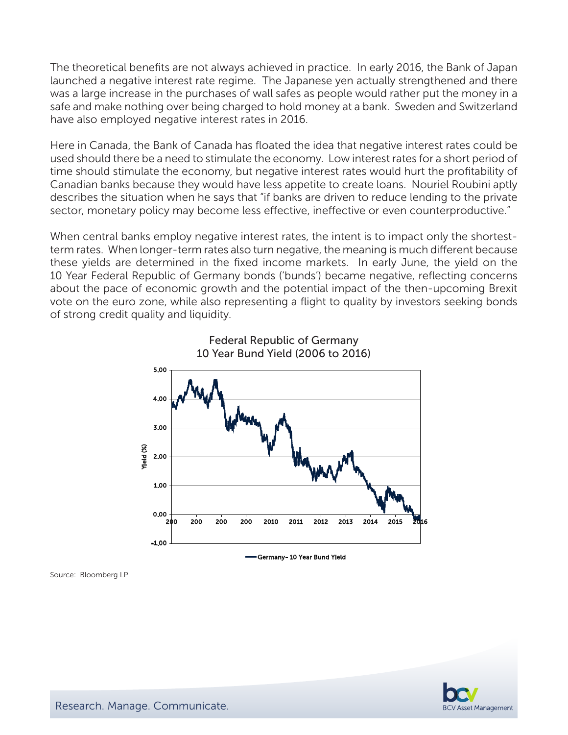The theoretical benefits are not always achieved in practice. In early 2016, the Bank of Japan launched a negative interest rate regime. The Japanese yen actually strengthened and there was a large increase in the purchases of wall safes as people would rather put the money in a safe and make nothing over being charged to hold money at a bank. Sweden and Switzerland have also employed negative interest rates in 2016.

Here in Canada, the Bank of Canada has floated the idea that negative interest rates could be used should there be a need to stimulate the economy. Low interest rates for a short period of time should stimulate the economy, but negative interest rates would hurt the profitability of Canadian banks because they would have less appetite to create loans. Nouriel Roubini aptly describes the situation when he says that "if banks are driven to reduce lending to the private sector, monetary policy may become less effective, ineffective or even counterproductive."

When central banks employ negative interest rates, the intent is to impact only the shortest-term rates. When longer-term rates also turn negative, the meaning is much different because these yields are determined in the fixed income markets. In early June, the yield on the 10 Year Federal Republic of Germany bonds ('bunds') became negative, reflecting concerns about the pace of economic growth and the potential impact of the then-upcoming Brexit vote on the euro zone, while also representing a flight to quality by investors seeking bonds of strong credit quality and liquidity.

Federal Republic of Germany
10 Year Bund Yield (2006 to 2016)

Source: Bloomberg LP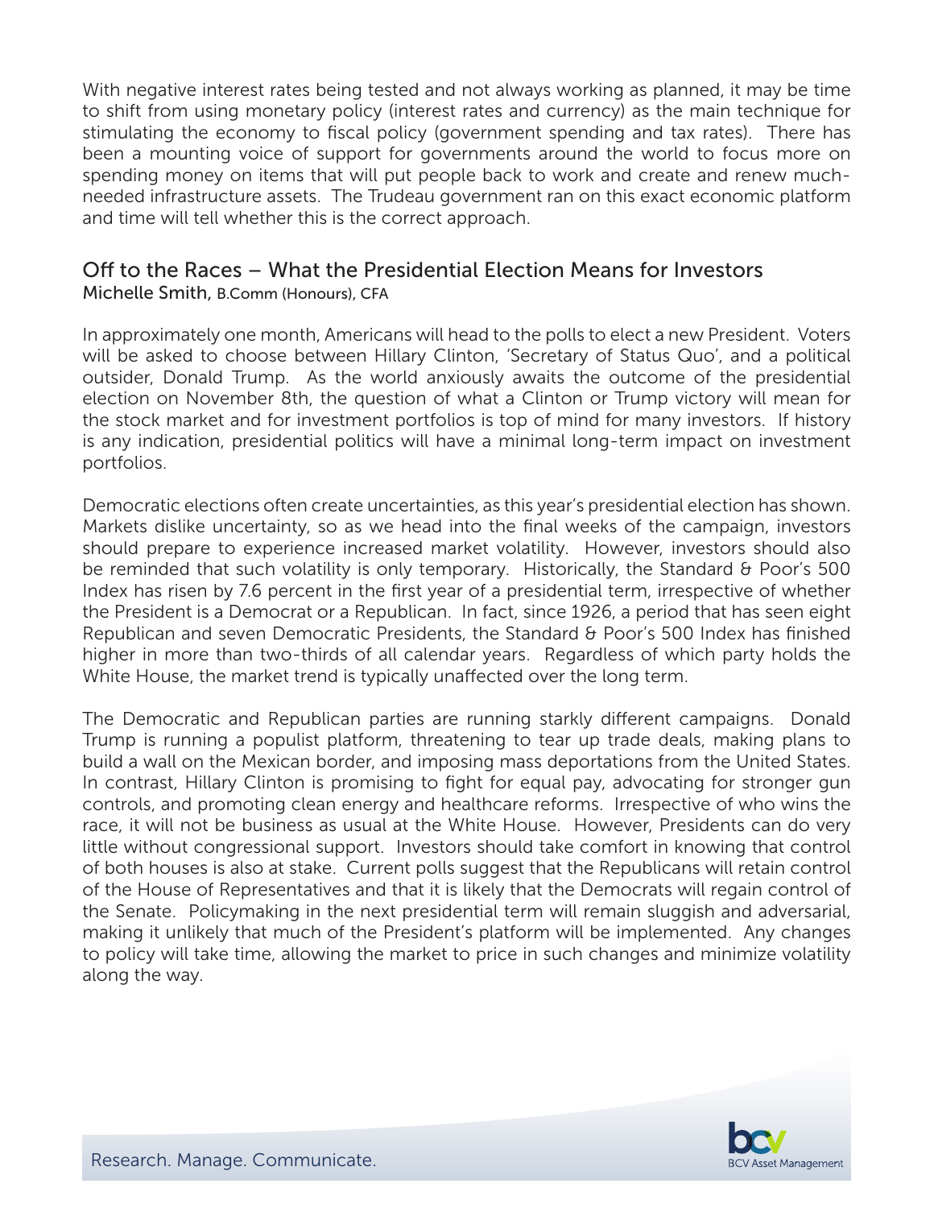With negative interest rates being tested and not always working as planned, it may be time to shift from using monetary policy (interest rates and currency) as the main technique for stimulating the economy to fiscal policy (government spending and tax rates). There has been a mounting voice of support for governments around the world to focus more on spending money on items that will put people back to work and create and renew much-needed infrastructure assets. The Trudeau government ran on this exact economic platform and time will tell whether this is the correct approach.

## Off to the Races – What the Presidential Election Means for Investors

Michelle Smith, B.Comm (Honours), CFA

In approximately one month, Americans will head to the polls to elect a new President. Voters will be asked to choose between Hillary Clinton, 'Secretary of Status Quo', and a political outsider, Donald Trump. As the world anxiously awaits the outcome of the presidential election on November 8th, the question of what a Clinton or Trump victory will mean for the stock market and for investment portfolios is top of mind for many investors. If history is any indication, presidential politics will have a minimal long-term impact on investment portfolios.

Democratic elections often create uncertainties, as this year's presidential election has shown. Markets dislike uncertainty, so as we head into the final weeks of the campaign, investors should prepare to experience increased market volatility. However, investors should also be reminded that such volatility is only temporary. Historically, the Standard & Poor's 500 Index has risen by 7.6 percent in the first year of a presidential term, irrespective of whether the President is a Democrat or a Republican. In fact, since 1926, a period that has seen eight Republican and seven Democratic Presidents, the Standard & Poor's 500 Index has finished higher in more than two-thirds of all calendar years. Regardless of which party holds the White House, the market trend is typically unaffected over the long term.

The Democratic and Republican parties are running starkly different campaigns. Donald Trump is running a populist platform, threatening to tear up trade deals, making plans to build a wall on the Mexican border, and imposing mass deportations from the United States. In contrast, Hillary Clinton is promising to fight for equal pay, advocating for stronger gun controls, and promoting clean energy and healthcare reforms. Irrespective of who wins the race, it will not be business as usual at the White House. However, Presidents can do very little without congressional support. Investors should take comfort in knowing that control of both houses is also at stake. Current polls suggest that the Republicans will retain control of the House of Representatives and that it is likely that the Democrats will regain control of the Senate. Policymaking in the next presidential term will remain sluggish and adversarial, making it unlikely that much of the President's platform will be implemented. Any changes to policy will take time, allowing the market to price in such changes and minimize volatility along the way.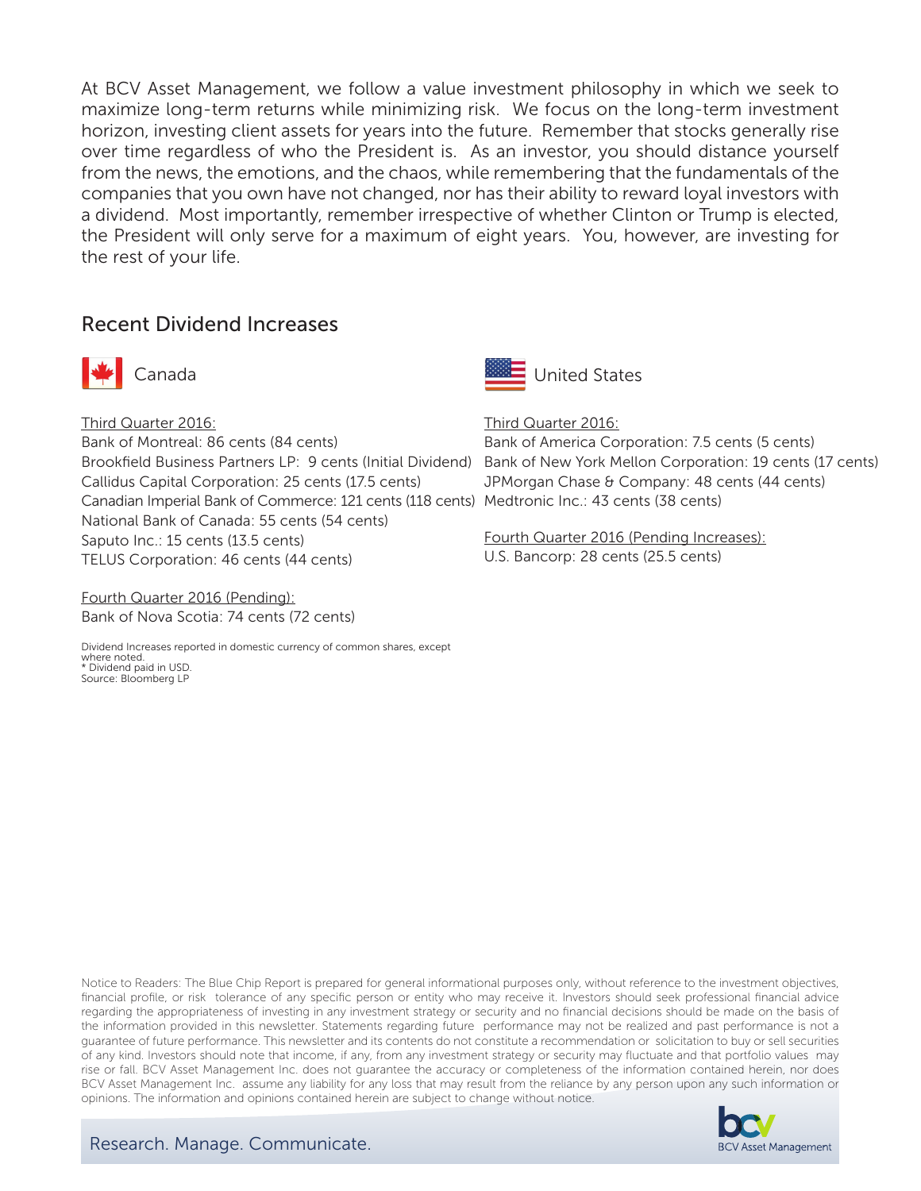At BCV Asset Management, we follow a value investment philosophy in which we seek to maximize long-term returns while minimizing risk. We focus on the long-term investment horizon, investing client assets for years into the future. Remember that stocks generally rise over time regardless of who the President is. As an investor, you should distance yourself from the news, the emotions, and the chaos, while remembering that the fundamentals of the companies that you own have not changed, nor has their ability to reward loyal investors with a dividend. Most importantly, remember irrespective of whether Clinton or Trump is elected, the President will only serve for a maximum of eight years. You, however, are investing for the rest of your life.

## Recent Dividend Increases

### Canada

Third Quarter 2016:

Bank of Montreal: 86 cents (84 cents)
Brookfield Business Partners LP: 9 cents (Initial Dividend)
Callidus Capital Corporation: 25 cents (17.5 cents)
Canadian Imperial Bank of Commerce: 121 cents (118 cents)
National Bank of Canada: 55 cents (54 cents)
Saputo Inc.: 15 cents (13.5 cents)
TELUS Corporation: 46 cents (44 cents)

Fourth Quarter 2016 (Pending):

Bank of Nova Scotia: 74 cents (72 cents)

### United States

Third Quarter 2016:

Bank of America Corporation: 7.5 cents (5 cents)
Bank of New York Mellon Corporation: 19 cents (17 cents)
JPMorgan Chase & Company: 48 cents (44 cents)
Medtronic Inc.: 43 cents (38 cents)

Fourth Quarter 2016 (Pending Increases):

U.S. Bancorp: 28 cents (25.5 cents)

Dividend Increases reported in domestic currency of common shares, except where noted.
* Dividend paid in USD.
Source: Bloomberg LP

Notice to Readers: The Blue Chip Report is prepared for general informational purposes only, without reference to the investment objectives, financial profile, or risk tolerance of any specific person or entity who may receive it. Investors should seek professional financial advice regarding the appropriateness of investing in any investment strategy or security and no financial decisions should be made on the basis of the information provided in this newsletter. Statements regarding future performance may not be realized and past performance is not a guarantee of future performance. This newsletter and its contents do not constitute a recommendation or solicitation to buy or sell securities of any kind. Investors should note that income, if any, from any investment strategy or security may fluctuate and that portfolio values may rise or fall. BCV Asset Management Inc. does not guarantee the accuracy or completeness of the information contained herein, nor does BCV Asset Management Inc. assume any liability for any loss that may result from the reliance by any person upon any such information or opinions. The information and opinions contained herein are subject to change without notice.

Research. Manage. Communicate.

BCV Asset Management